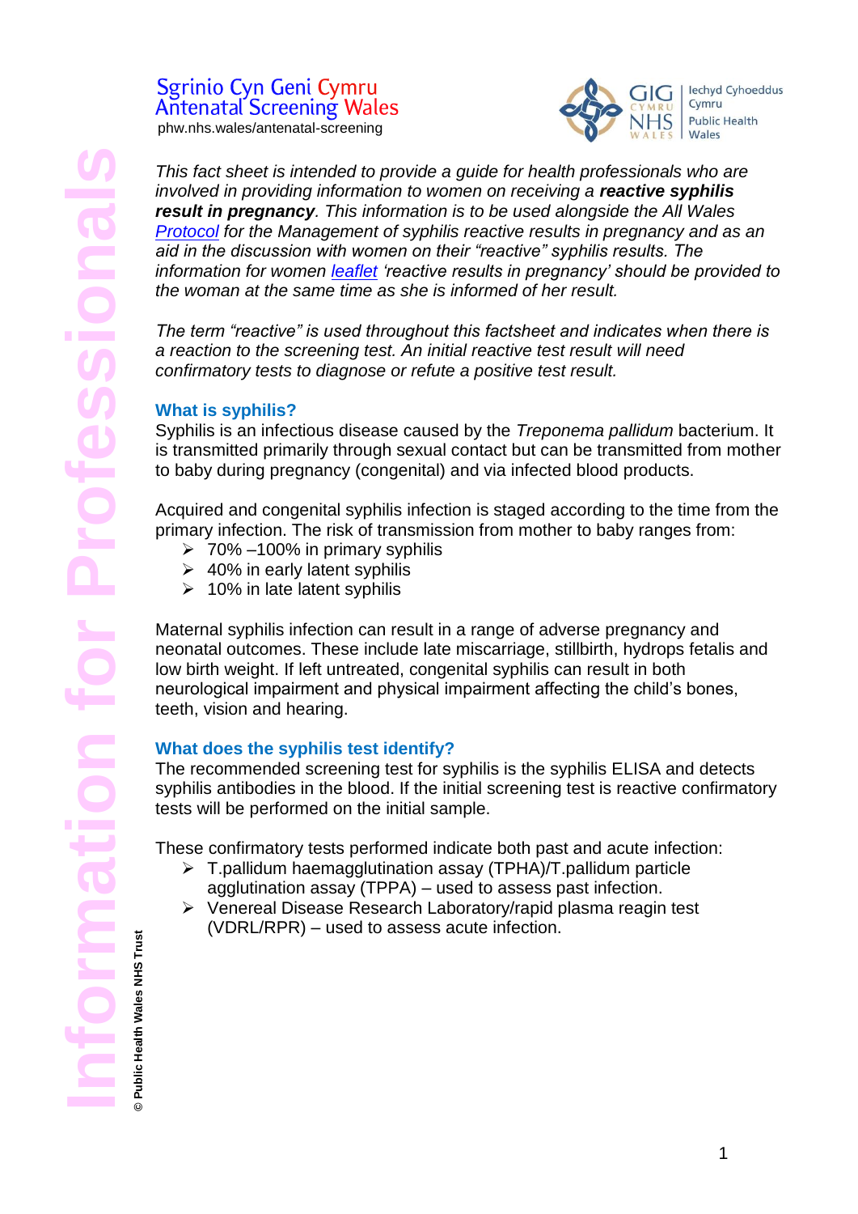Sgrinio Cyn Geni Cymru
Antenatal Screening Wales
phw.nhs.wales/antenatal-screening

GIG CYMRU NHS WALES | Iechyd Cyhoeddus Cymru Public Health Wales

*This fact sheet is intended to provide a guide for health professionals who are involved in providing information to women on receiving a **reactive syphilis result in pregnancy**. This information is to be used alongside the All Wales Protocol for the Management of syphilis reactive results in pregnancy and as an aid in the discussion with women on their "reactive" syphilis results. The information for women leaflet 'reactive results in pregnancy' should be provided to the woman at the same time as she is informed of her result.*

*The term "reactive" is used throughout this factsheet and indicates when there is a reaction to the screening test. An initial reactive test result will need confirmatory tests to diagnose or refute a positive test result.*

## What is syphilis?

Syphilis is an infectious disease caused by the *Treponema pallidum* bacterium. It is transmitted primarily through sexual contact but can be transmitted from mother to baby during pregnancy (congenital) and via infected blood products.

Acquired and congenital syphilis infection is staged according to the time from the primary infection. The risk of transmission from mother to baby ranges from:

- 70% –100% in primary syphilis
- 40% in early latent syphilis
- 10% in late latent syphilis

Maternal syphilis infection can result in a range of adverse pregnancy and neonatal outcomes. These include late miscarriage, stillbirth, hydrops fetalis and low birth weight. If left untreated, congenital syphilis can result in both neurological impairment and physical impairment affecting the child's bones, teeth, vision and hearing.

## What does the syphilis test identify?

The recommended screening test for syphilis is the syphilis ELISA and detects syphilis antibodies in the blood. If the initial screening test is reactive confirmatory tests will be performed on the initial sample.

These confirmatory tests performed indicate both past and acute infection:

- T.pallidum haemagglutination assay (TPHA)/T.pallidum particle agglutination assay (TPPA) – used to assess past infection.
- Venereal Disease Research Laboratory/rapid plasma reagin test (VDRL/RPR) – used to assess acute infection.

Information for Professionals

© Public Health Wales NHS Trust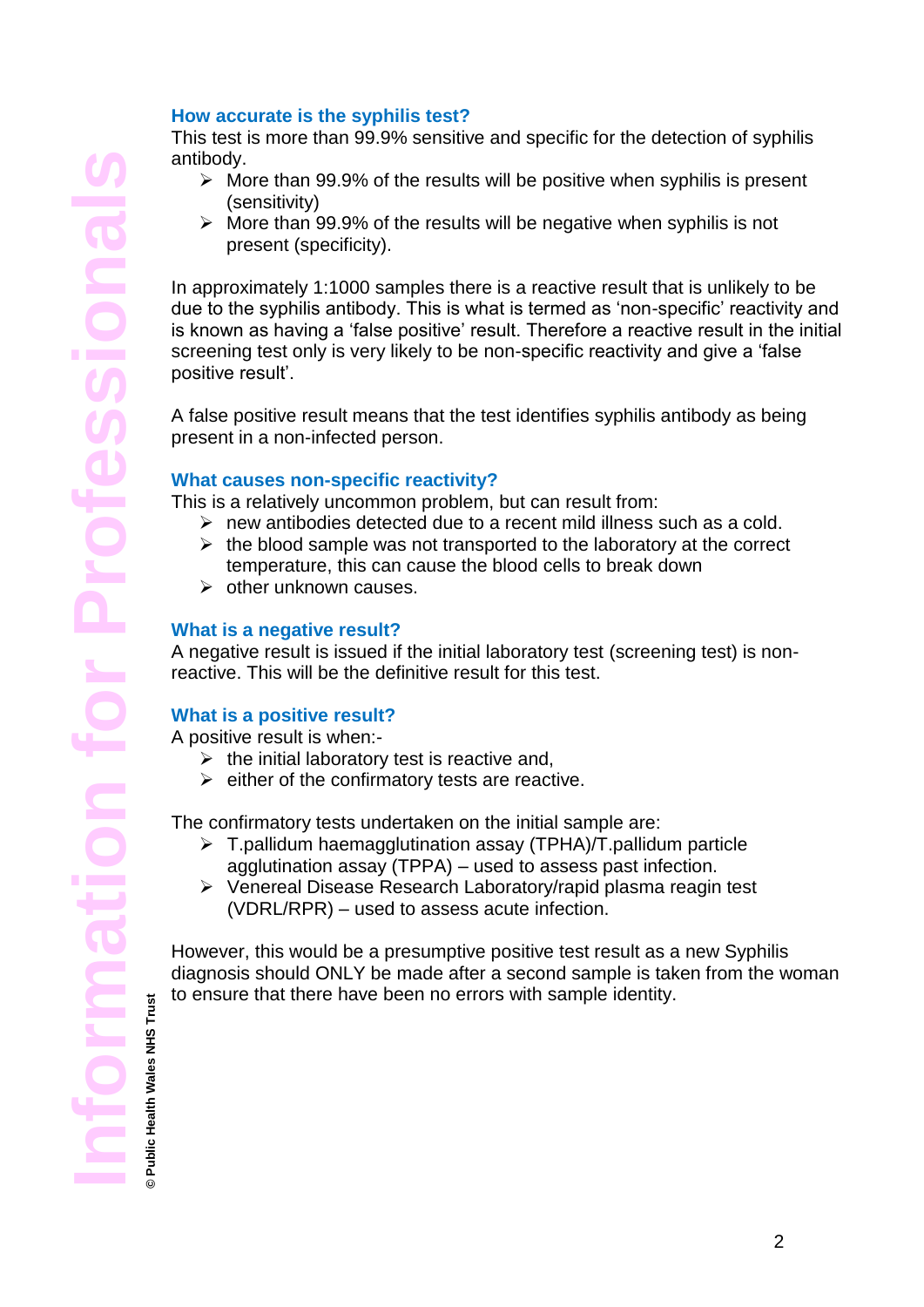## How accurate is the syphilis test?

This test is more than 99.9% sensitive and specific for the detection of syphilis antibody.

- More than 99.9% of the results will be positive when syphilis is present (sensitivity)
- More than 99.9% of the results will be negative when syphilis is not present (specificity).

In approximately 1:1000 samples there is a reactive result that is unlikely to be due to the syphilis antibody. This is what is termed as 'non-specific' reactivity and is known as having a 'false positive' result. Therefore a reactive result in the initial screening test only is very likely to be non-specific reactivity and give a 'false positive result'.

A false positive result means that the test identifies syphilis antibody as being present in a non-infected person.

## What causes non-specific reactivity?

This is a relatively uncommon problem, but can result from:

- new antibodies detected due to a recent mild illness such as a cold.
- the blood sample was not transported to the laboratory at the correct temperature, this can cause the blood cells to break down
- other unknown causes.

## What is a negative result?

A negative result is issued if the initial laboratory test (screening test) is non-reactive. This will be the definitive result for this test.

## What is a positive result?

A positive result is when:-

- the initial laboratory test is reactive and,
- either of the confirmatory tests are reactive.

The confirmatory tests undertaken on the initial sample are:

- T.pallidum haemagglutination assay (TPHA)/T.pallidum particle agglutination assay (TPPA) – used to assess past infection.
- Venereal Disease Research Laboratory/rapid plasma reagin test (VDRL/RPR) – used to assess acute infection.

However, this would be a presumptive positive test result as a new Syphilis diagnosis should ONLY be made after a second sample is taken from the woman to ensure that there have been no errors with sample identity.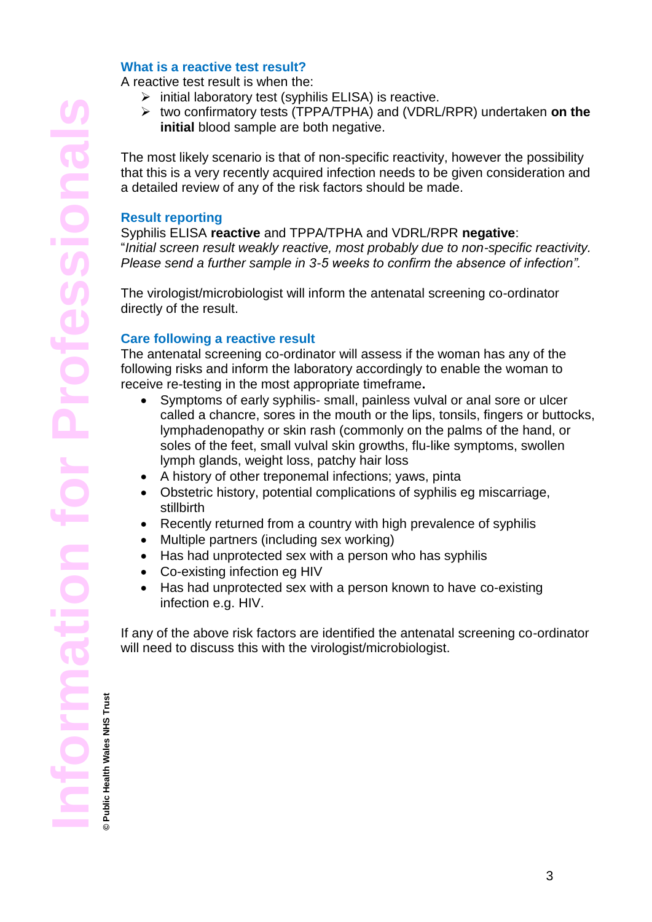### What is a reactive test result?

A reactive test result is when the:

- initial laboratory test (syphilis ELISA) is reactive.
- two confirmatory tests (TPPA/TPHA) and (VDRL/RPR) undertaken **on the initial** blood sample are both negative.

The most likely scenario is that of non-specific reactivity, however the possibility that this is a very recently acquired infection needs to be given consideration and a detailed review of any of the risk factors should be made.

### Result reporting

Syphilis ELISA **reactive** and TPPA/TPHA and VDRL/RPR **negative**:
"*Initial screen result weakly reactive, most probably due to non-specific reactivity. Please send a further sample in 3-5 weeks to confirm the absence of infection".*

The virologist/microbiologist will inform the antenatal screening co-ordinator directly of the result.

### Care following a reactive result

The antenatal screening co-ordinator will assess if the woman has any of the following risks and inform the laboratory accordingly to enable the woman to receive re-testing in the most appropriate timeframe**.**

- Symptoms of early syphilis- small, painless vulval or anal sore or ulcer called a chancre, sores in the mouth or the lips, tonsils, fingers or buttocks, lymphadenopathy or skin rash (commonly on the palms of the hand, or soles of the feet, small vulval skin growths, flu-like symptoms, swollen lymph glands, weight loss, patchy hair loss
- A history of other treponemal infections; yaws, pinta
- Obstetric history, potential complications of syphilis eg miscarriage, stillbirth
- Recently returned from a country with high prevalence of syphilis
- Multiple partners (including sex working)
- Has had unprotected sex with a person who has syphilis
- Co-existing infection eg HIV
- Has had unprotected sex with a person known to have co-existing infection e.g. HIV.

If any of the above risk factors are identified the antenatal screening co-ordinator will need to discuss this with the virologist/microbiologist.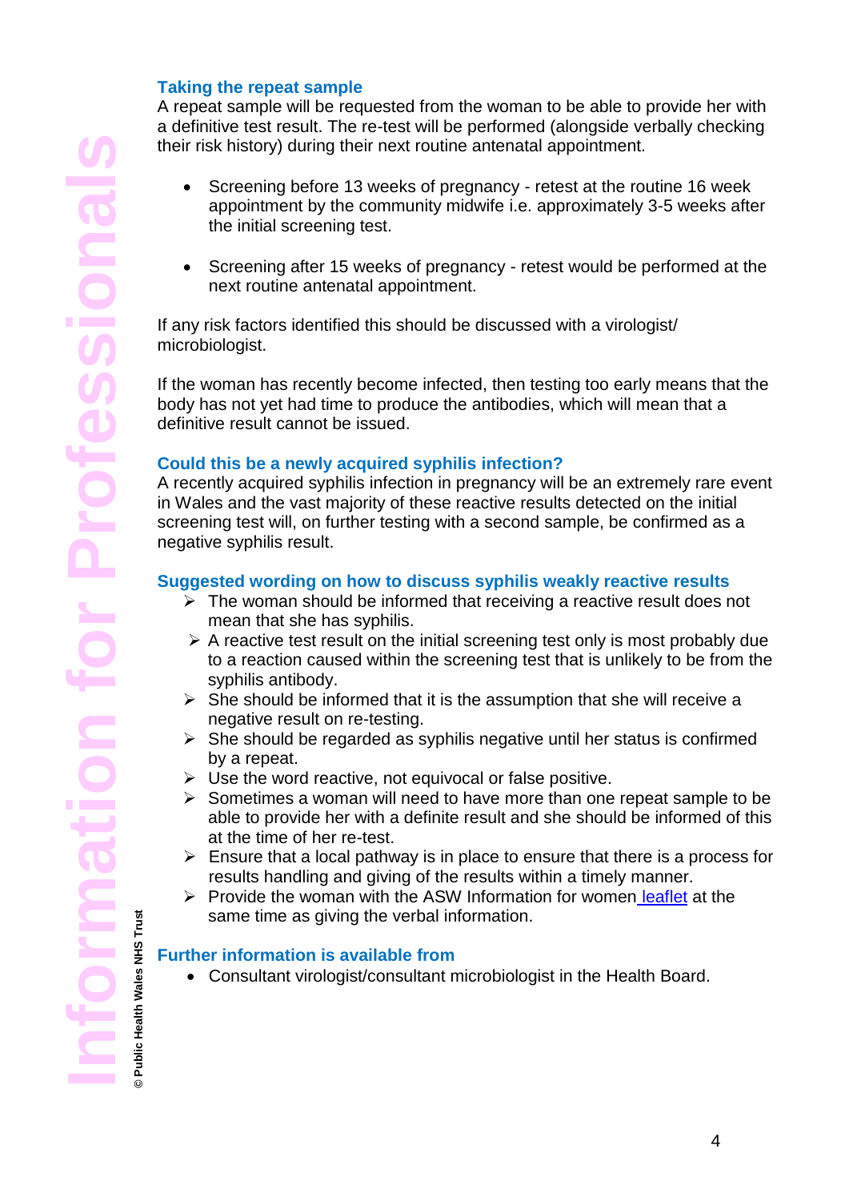### Taking the repeat sample

A repeat sample will be requested from the woman to be able to provide her with a definitive test result. The re-test will be performed (alongside verbally checking their risk history) during their next routine antenatal appointment.

- Screening before 13 weeks of pregnancy - retest at the routine 16 week appointment by the community midwife i.e. approximately 3-5 weeks after the initial screening test.
- Screening after 15 weeks of pregnancy - retest would be performed at the next routine antenatal appointment.

If any risk factors identified this should be discussed with a virologist/ microbiologist.

If the woman has recently become infected, then testing too early means that the body has not yet had time to produce the antibodies, which will mean that a definitive result cannot be issued.

### Could this be a newly acquired syphilis infection?

A recently acquired syphilis infection in pregnancy will be an extremely rare event in Wales and the vast majority of these reactive results detected on the initial screening test will, on further testing with a second sample, be confirmed as a negative syphilis result.

### Suggested wording on how to discuss syphilis weakly reactive results

- The woman should be informed that receiving a reactive result does not mean that she has syphilis.
- A reactive test result on the initial screening test only is most probably due to a reaction caused within the screening test that is unlikely to be from the syphilis antibody.
- She should be informed that it is the assumption that she will receive a negative result on re-testing.
- She should be regarded as syphilis negative until her status is confirmed by a repeat.
- Use the word reactive, not equivocal or false positive.
- Sometimes a woman will need to have more than one repeat sample to be able to provide her with a definite result and she should be informed of this at the time of her re-test.
- Ensure that a local pathway is in place to ensure that there is a process for results handling and giving of the results within a timely manner.
- Provide the woman with the ASW Information for women leaflet at the same time as giving the verbal information.

### Further information is available from

- Consultant virologist/consultant microbiologist in the Health Board.